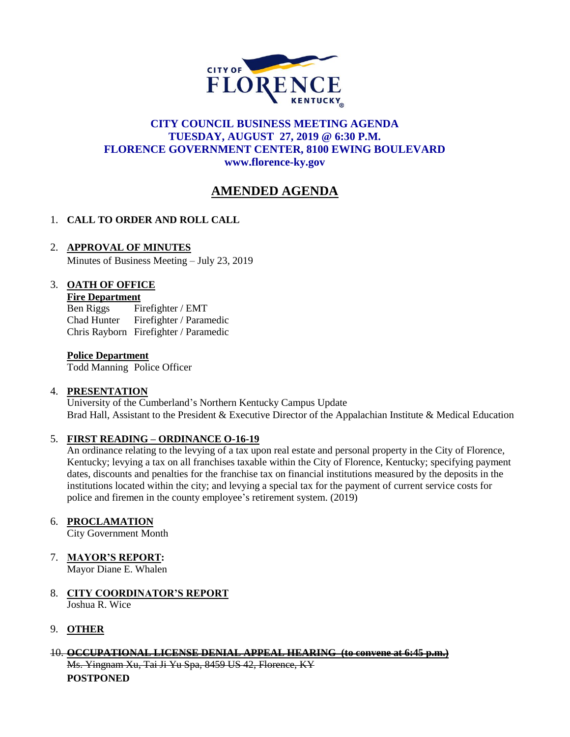CITY OF FLORENCE KENTUCKY

# CITY COUNCIL BUSINESS MEETING AGENDA
## TUESDAY, AUGUST 27, 2019 @ 6:30 P.M.
## FLORENCE GOVERNMENT CENTER, 8100 EWING BOULEVARD
**www.florence-ky.gov**

# AMENDED AGENDA

1. **CALL TO ORDER AND ROLL CALL**

2. **APPROVAL OF MINUTES**
   Minutes of Business Meeting – July 23, 2019

3. **OATH OF OFFICE**
   **Fire Department**
   Ben Riggs  Firefighter / EMT
   Chad Hunter  Firefighter / Paramedic
   Chris Rayborn  Firefighter / Paramedic

   **Police Department**
   Todd Manning  Police Officer

4. **PRESENTATION**
   University of the Cumberland's Northern Kentucky Campus Update
   Brad Hall, Assistant to the President & Executive Director of the Appalachian Institute & Medical Education

5. **FIRST READING – ORDINANCE O-16-19**
   An ordinance relating to the levying of a tax upon real estate and personal property in the City of Florence, Kentucky; levying a tax on all franchises taxable within the City of Florence, Kentucky; specifying payment dates, discounts and penalties for the franchise tax on financial institutions measured by the deposits in the institutions located within the city; and levying a special tax for the payment of current service costs for police and firemen in the county employee's retirement system. (2019)

6. **PROCLAMATION**
   City Government Month

7. **MAYOR'S REPORT:**
   Mayor Diane E. Whalen

8. **CITY COORDINATOR'S REPORT**
   Joshua R. Wice

9. **OTHER**

10. ~~**OCCUPATIONAL LICENSE DENIAL APPEAL HEARING (to convene at 6:45 p.m.)**~~
    ~~Ms. Yingnam Xu, Tai Ji Yu Spa, 8459 US 42, Florence, KY~~
    **POSTPONED**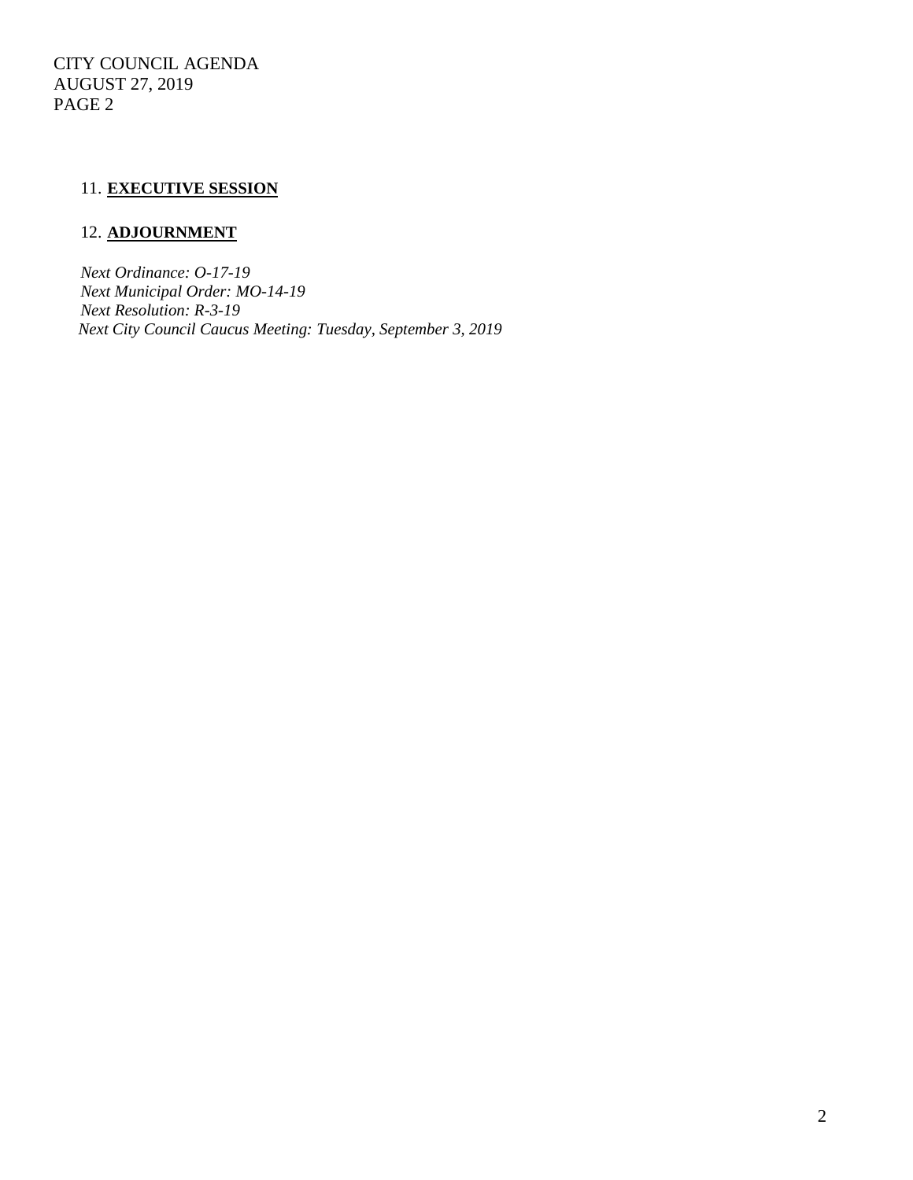11. **EXECUTIVE SESSION**

12. **ADJOURNMENT**

*Next Ordinance: O-17-19*
*Next Municipal Order: MO-14-19*
*Next Resolution: R-3-19*
*Next City Council Caucus Meeting: Tuesday, September 3, 2019*